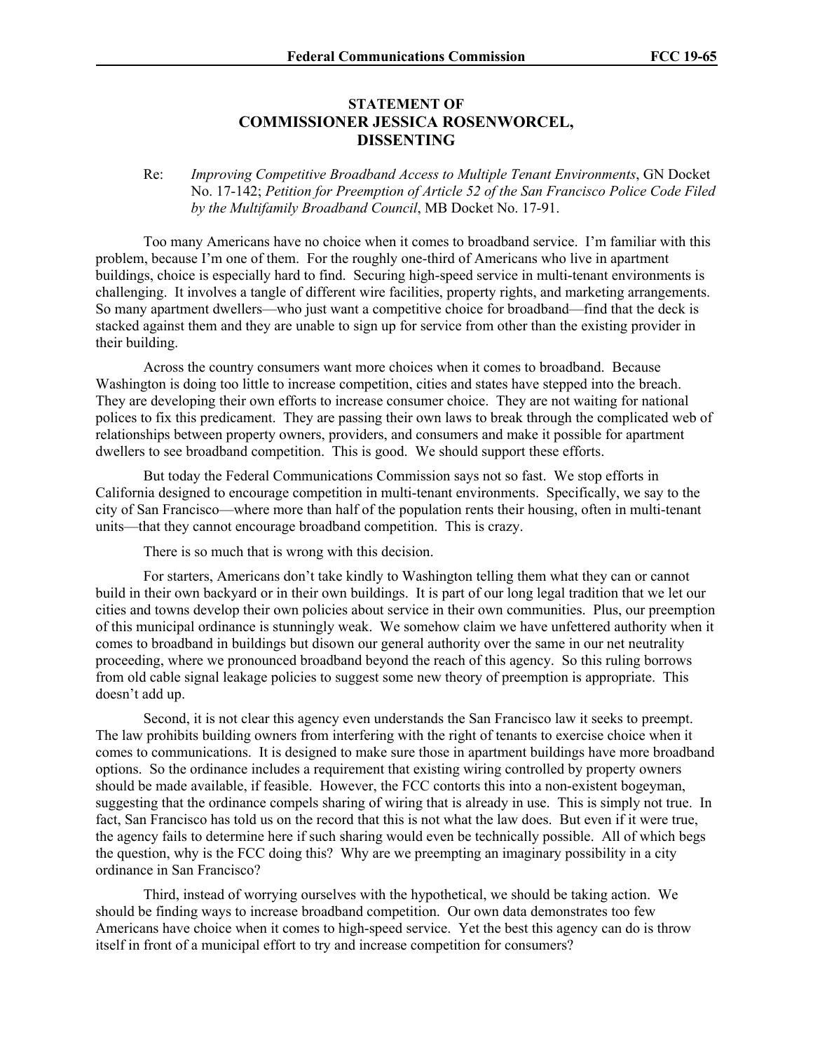**STATEMENT OF**
**COMMISSIONER JESSICA ROSENWORCEL,**
**DISSENTING**

Re: *Improving Competitive Broadband Access to Multiple Tenant Environments*, GN Docket No. 17-142; *Petition for Preemption of Article 52 of the San Francisco Police Code Filed by the Multifamily Broadband Council*, MB Docket No. 17-91.

Too many Americans have no choice when it comes to broadband service. I'm familiar with this problem, because I'm one of them. For the roughly one-third of Americans who live in apartment buildings, choice is especially hard to find. Securing high-speed service in multi-tenant environments is challenging. It involves a tangle of different wire facilities, property rights, and marketing arrangements. So many apartment dwellers—who just want a competitive choice for broadband—find that the deck is stacked against them and they are unable to sign up for service from other than the existing provider in their building.

Across the country consumers want more choices when it comes to broadband. Because Washington is doing too little to increase competition, cities and states have stepped into the breach. They are developing their own efforts to increase consumer choice. They are not waiting for national polices to fix this predicament. They are passing their own laws to break through the complicated web of relationships between property owners, providers, and consumers and make it possible for apartment dwellers to see broadband competition. This is good. We should support these efforts.

But today the Federal Communications Commission says not so fast. We stop efforts in California designed to encourage competition in multi-tenant environments. Specifically, we say to the city of San Francisco—where more than half of the population rents their housing, often in multi-tenant units—that they cannot encourage broadband competition. This is crazy.

There is so much that is wrong with this decision.

For starters, Americans don't take kindly to Washington telling them what they can or cannot build in their own backyard or in their own buildings. It is part of our long legal tradition that we let our cities and towns develop their own policies about service in their own communities. Plus, our preemption of this municipal ordinance is stunningly weak. We somehow claim we have unfettered authority when it comes to broadband in buildings but disown our general authority over the same in our net neutrality proceeding, where we pronounced broadband beyond the reach of this agency. So this ruling borrows from old cable signal leakage policies to suggest some new theory of preemption is appropriate. This doesn't add up.

Second, it is not clear this agency even understands the San Francisco law it seeks to preempt. The law prohibits building owners from interfering with the right of tenants to exercise choice when it comes to communications. It is designed to make sure those in apartment buildings have more broadband options. So the ordinance includes a requirement that existing wiring controlled by property owners should be made available, if feasible. However, the FCC contorts this into a non-existent bogeyman, suggesting that the ordinance compels sharing of wiring that is already in use. This is simply not true. In fact, San Francisco has told us on the record that this is not what the law does. But even if it were true, the agency fails to determine here if such sharing would even be technically possible. All of which begs the question, why is the FCC doing this? Why are we preempting an imaginary possibility in a city ordinance in San Francisco?

Third, instead of worrying ourselves with the hypothetical, we should be taking action. We should be finding ways to increase broadband competition. Our own data demonstrates too few Americans have choice when it comes to high-speed service. Yet the best this agency can do is throw itself in front of a municipal effort to try and increase competition for consumers?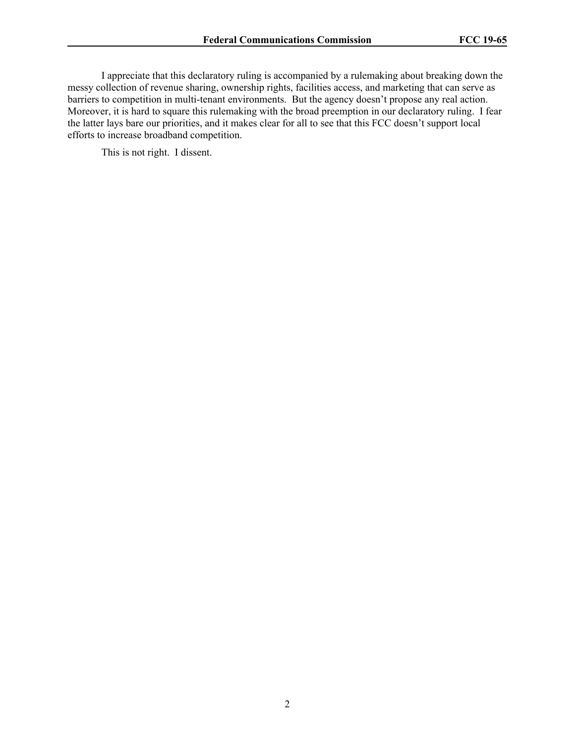I appreciate that this declaratory ruling is accompanied by a rulemaking about breaking down the messy collection of revenue sharing, ownership rights, facilities access, and marketing that can serve as barriers to competition in multi-tenant environments. But the agency doesn't propose any real action. Moreover, it is hard to square this rulemaking with the broad preemption in our declaratory ruling. I fear the latter lays bare our priorities, and it makes clear for all to see that this FCC doesn't support local efforts to increase broadband competition.

This is not right. I dissent.